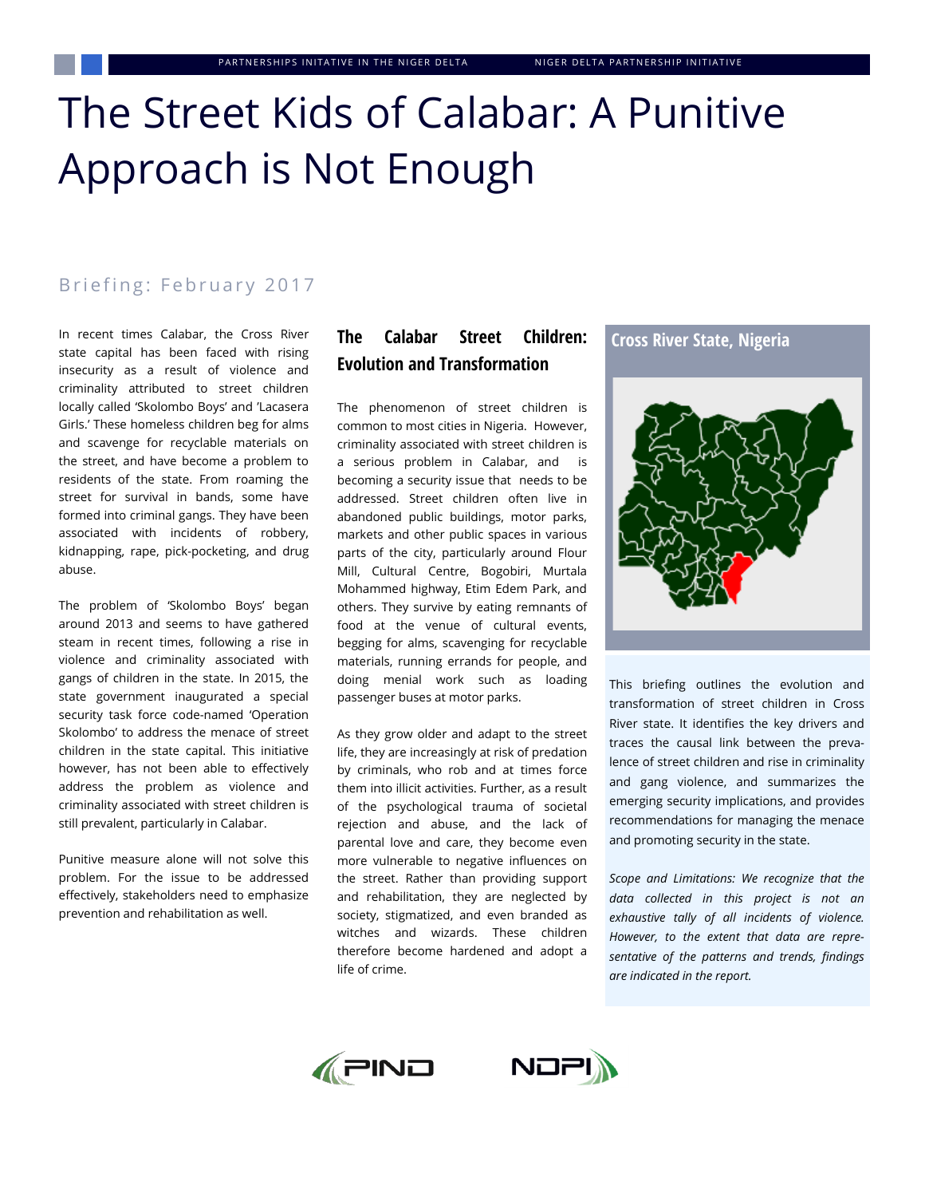# The Street Kids of Calabar: A Punitive Approach is Not Enough

Briefing: February 2017

In recent times Calabar, the Cross River state capital has been faced with rising insecurity as a result of violence and criminality attributed to street children locally called 'Skolombo Boys' and 'Lacasera Girls.' These homeless children beg for alms and scavenge for recyclable materials on the street, and have become a problem to residents of the state. From roaming the street for survival in bands, some have formed into criminal gangs. They have been associated with incidents of robbery, kidnapping, rape, pick-pocketing, and drug abuse.

The problem of 'Skolombo Boys' began around 2013 and seems to have gathered steam in recent times, following a rise in violence and criminality associated with gangs of children in the state. In 2015, the state government inaugurated a special security task force code-named 'Operation Skolombo' to address the menace of street children in the state capital. This initiative however, has not been able to effectively address the problem as violence and criminality associated with street children is still prevalent, particularly in Calabar.

Punitive measure alone will not solve this problem. For the issue to be addressed effectively, stakeholders need to emphasize prevention and rehabilitation as well.

## The Calabar Street Children: Evolution and Transformation

The phenomenon of street children is common to most cities in Nigeria. However, criminality associated with street children is a serious problem in Calabar, and is becoming a security issue that needs to be addressed. Street children often live in abandoned public buildings, motor parks, markets and other public spaces in various parts of the city, particularly around Flour Mill, Cultural Centre, Bogobiri, Murtala Mohammed highway, Etim Edem Park, and others. They survive by eating remnants of food at the venue of cultural events, begging for alms, scavenging for recyclable materials, running errands for people, and doing menial work such as loading passenger buses at motor parks.

As they grow older and adapt to the street life, they are increasingly at risk of predation by criminals, who rob and at times force them into illicit activities. Further, as a result of the psychological trauma of societal rejection and abuse, and the lack of parental love and care, they become even more vulnerable to negative influences on the street. Rather than providing support and rehabilitation, they are neglected by society, stigmatized, and even branded as witches and wizards. These children therefore become hardened and adopt a life of crime.

### Cross River State, Nigeria

This briefing outlines the evolution and transformation of street children in Cross River state. It identifies the key drivers and traces the causal link between the prevalence of street children and rise in criminality and gang violence, and summarizes the emerging security implications, and provides recommendations for managing the menace and promoting security in the state.

*Scope and Limitations: We recognize that the data collected in this project is not an exhaustive tally of all incidents of violence. However, to the extent that data are representative of the patterns and trends, findings are indicated in the report.*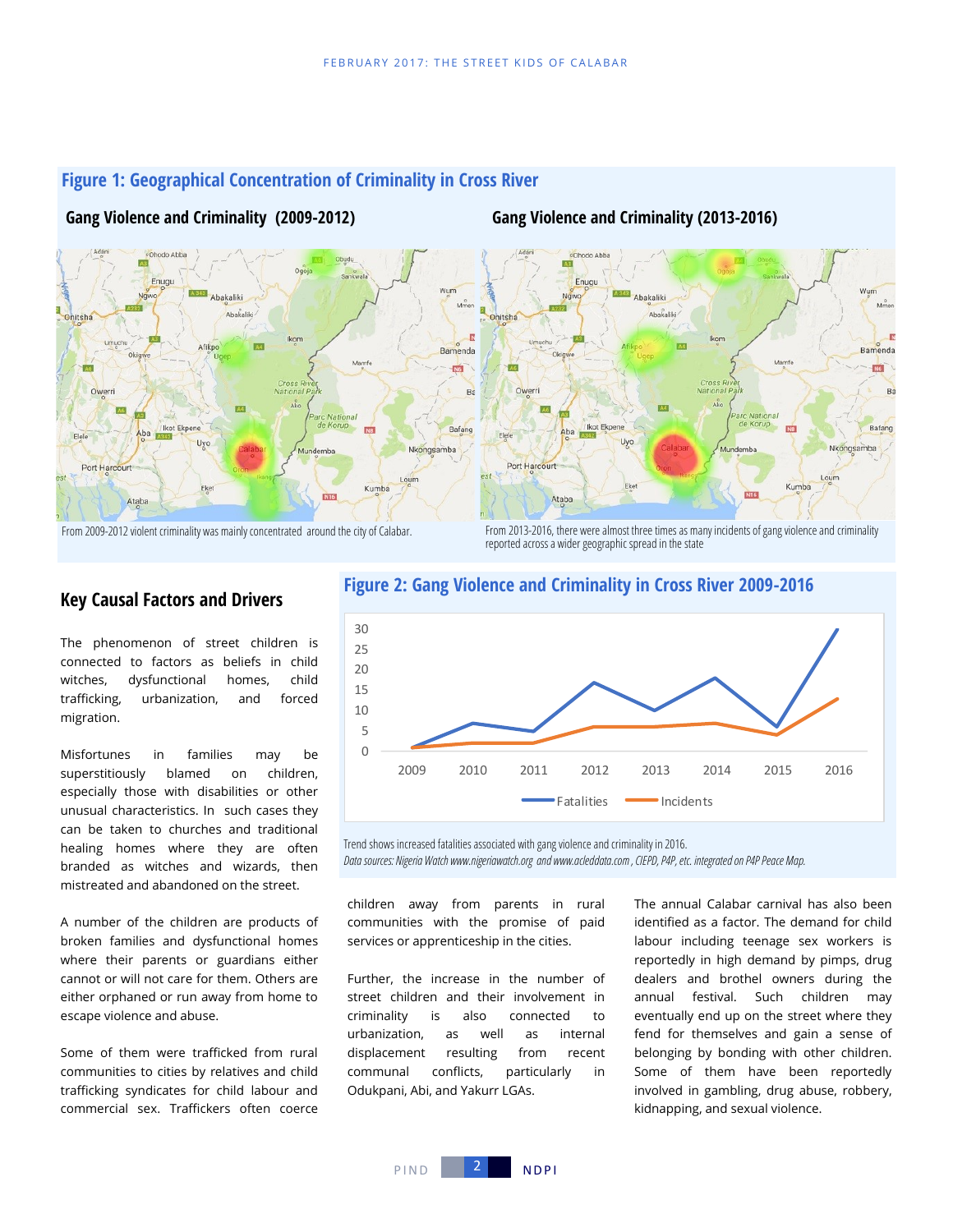## Figure 1: Geographical Concentration of Criminality in Cross River

**Gang Violence and Criminality (2009-2012)**

**Gang Violence and Criminality (2013-2016)**

From 2009-2012 violent criminality was mainly concentrated around the city of Calabar.

From 2013-2016, there were almost three times as many incidents of gang violence and criminality reported across a wider geographic spread in the state

## Key Causal Factors and Drivers

The phenomenon of street children is connected to factors as beliefs in child witches, dysfunctional homes, child trafficking, urbanization, and forced migration.

Misfortunes in families may be superstitiously blamed on children, especially those with disabilities or other unusual characteristics. In such cases they can be taken to churches and traditional healing homes where they are often branded as witches and wizards, then mistreated and abandoned on the street.

A number of the children are products of broken families and dysfunctional homes where their parents or guardians either cannot or will not care for them. Others are either orphaned or run away from home to escape violence and abuse.

Some of them were trafficked from rural communities to cities by relatives and child trafficking syndicates for child labour and commercial sex. Traffickers often coerce children away from parents in rural communities with the promise of paid services or apprenticeship in the cities.

## Figure 2: Gang Violence and Criminality in Cross River 2009-2016

Trend shows increased fatalities associated with gang violence and criminality in 2016.

*Data sources: Nigeria Watch www.nigeriawatch.org and www.acleddata.com , CIEPD, P4P, etc. integrated on P4P Peace Map.*

Further, the increase in the number of street children and their involvement in criminality is also connected to urbanization, as well as internal displacement resulting from recent communal conflicts, particularly in Odukpani, Abi, and Yakurr LGAs.

The annual Calabar carnival has also been identified as a factor. The demand for child labour including teenage sex workers is reportedly in high demand by pimps, drug dealers and brothel owners during the annual festival. Such children may eventually end up on the street where they fend for themselves and gain a sense of belonging by bonding with other children. Some of them have been reportedly involved in gambling, drug abuse, robbery, kidnapping, and sexual violence.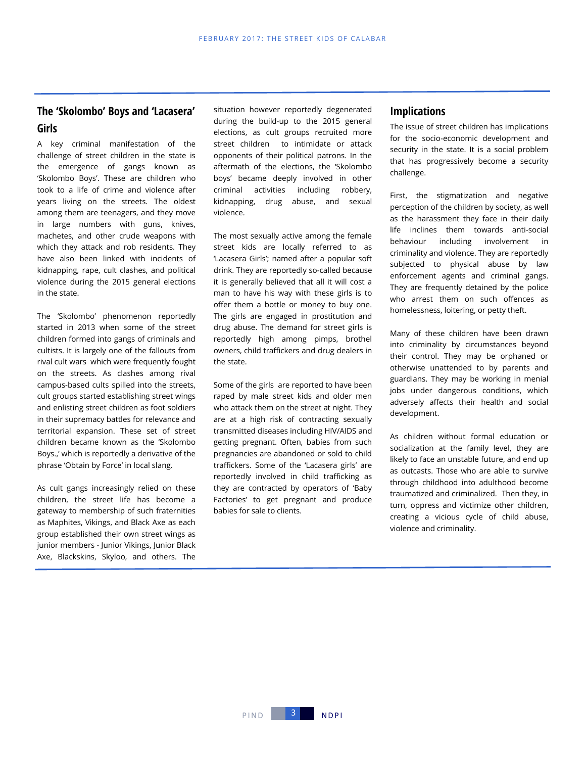## The 'Skolombo' Boys and 'Lacasera' Girls

A key criminal manifestation of the challenge of street children in the state is the emergence of gangs known as 'Skolombo Boys'. These are children who took to a life of crime and violence after years living on the streets. The oldest among them are teenagers, and they move in large numbers with guns, knives, machetes, and other crude weapons with which they attack and rob residents. They have also been linked with incidents of kidnapping, rape, cult clashes, and political violence during the 2015 general elections in the state.

The 'Skolombo' phenomenon reportedly started in 2013 when some of the street children formed into gangs of criminals and cultists. It is largely one of the fallouts from rival cult wars which were frequently fought on the streets. As clashes among rival campus-based cults spilled into the streets, cult groups started establishing street wings and enlisting street children as foot soldiers in their supremacy battles for relevance and territorial expansion. These set of street children became known as the 'Skolombo Boys.,' which is reportedly a derivative of the phrase 'Obtain by Force' in local slang.

As cult gangs increasingly relied on these children, the street life has become a gateway to membership of such fraternities as Maphites, Vikings, and Black Axe as each group established their own street wings as junior members - Junior Vikings, Junior Black Axe, Blackskins, Skyloo, and others. The situation however reportedly degenerated during the build-up to the 2015 general elections, as cult groups recruited more street children to intimidate or attack opponents of their political patrons. In the aftermath of the elections, the 'Skolombo boys' became deeply involved in other criminal activities including robbery, kidnapping, drug abuse, and sexual violence.

The most sexually active among the female street kids are locally referred to as 'Lacasera Girls'; named after a popular soft drink. They are reportedly so-called because it is generally believed that all it will cost a man to have his way with these girls is to offer them a bottle or money to buy one. The girls are engaged in prostitution and drug abuse. The demand for street girls is reportedly high among pimps, brothel owners, child traffickers and drug dealers in the state.

Some of the girls are reported to have been raped by male street kids and older men who attack them on the street at night. They are at a high risk of contracting sexually transmitted diseases including HIV/AIDS and getting pregnant. Often, babies from such pregnancies are abandoned or sold to child traffickers. Some of the 'Lacasera girls' are reportedly involved in child trafficking as they are contracted by operators of 'Baby Factories' to get pregnant and produce babies for sale to clients.

## Implications

The issue of street children has implications for the socio-economic development and security in the state. It is a social problem that has progressively become a security challenge.

First, the stigmatization and negative perception of the children by society, as well as the harassment they face in their daily life inclines them towards anti-social behaviour including involvement in criminality and violence. They are reportedly subjected to physical abuse by law enforcement agents and criminal gangs. They are frequently detained by the police who arrest them on such offences as homelessness, loitering, or petty theft.

Many of these children have been drawn into criminality by circumstances beyond their control. They may be orphaned or otherwise unattended to by parents and guardians. They may be working in menial jobs under dangerous conditions, which adversely affects their health and social development.

As children without formal education or socialization at the family level, they are likely to face an unstable future, and end up as outcasts. Those who are able to survive through childhood into adulthood become traumatized and criminalized. Then they, in turn, oppress and victimize other children, creating a vicious cycle of child abuse, violence and criminality.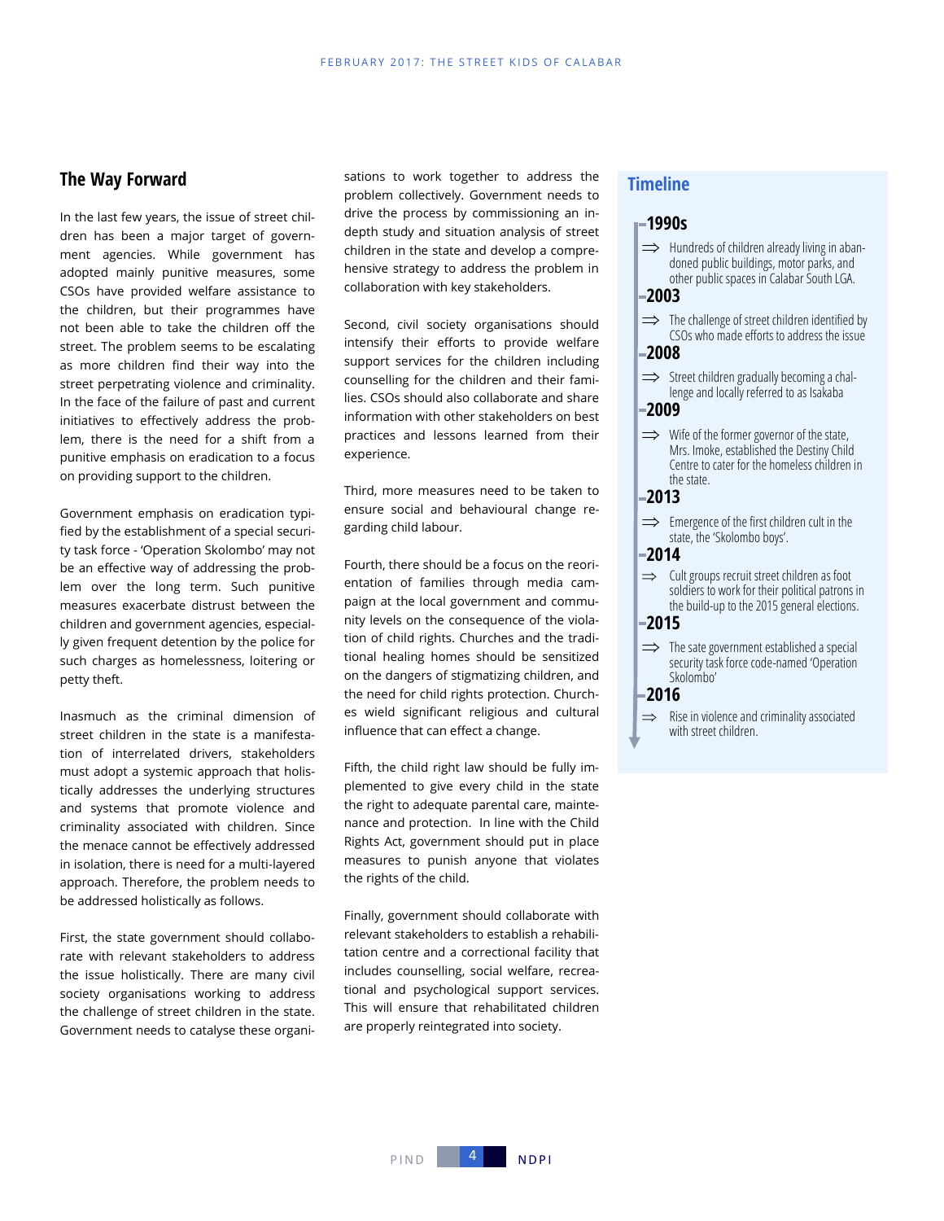## The Way Forward

In the last few years, the issue of street children has been a major target of government agencies. While government has adopted mainly punitive measures, some CSOs have provided welfare assistance to the children, but their programmes have not been able to take the children off the street. The problem seems to be escalating as more children find their way into the street perpetrating violence and criminality. In the face of the failure of past and current initiatives to effectively address the problem, there is the need for a shift from a punitive emphasis on eradication to a focus on providing support to the children.

Government emphasis on eradication typified by the establishment of a special security task force - 'Operation Skolombo' may not be an effective way of addressing the problem over the long term. Such punitive measures exacerbate distrust between the children and government agencies, especially given frequent detention by the police for such charges as homelessness, loitering or petty theft.

Inasmuch as the criminal dimension of street children in the state is a manifestation of interrelated drivers, stakeholders must adopt a systemic approach that holistically addresses the underlying structures and systems that promote violence and criminality associated with children. Since the menace cannot be effectively addressed in isolation, there is need for a multi-layered approach. Therefore, the problem needs to be addressed holistically as follows.

First, the state government should collaborate with relevant stakeholders to address the issue holistically. There are many civil society organisations working to address the challenge of street children in the state. Government needs to catalyse these organisations to work together to address the problem collectively. Government needs to drive the process by commissioning an in-depth study and situation analysis of street children in the state and develop a comprehensive strategy to address the problem in collaboration with key stakeholders.

Second, civil society organisations should intensify their efforts to provide welfare support services for the children including counselling for the children and their families. CSOs should also collaborate and share information with other stakeholders on best practices and lessons learned from their experience.

Third, more measures need to be taken to ensure social and behavioural change regarding child labour.

Fourth, there should be a focus on the reorientation of families through media campaign at the local government and community levels on the consequence of the violation of child rights. Churches and the traditional healing homes should be sensitized on the dangers of stigmatizing children, and the need for child rights protection. Churches wield significant religious and cultural influence that can effect a change.

Fifth, the child right law should be fully implemented to give every child in the state the right to adequate parental care, maintenance and protection. In line with the Child Rights Act, government should put in place measures to punish anyone that violates the rights of the child.

Finally, government should collaborate with relevant stakeholders to establish a rehabilitation centre and a correctional facility that includes counselling, social welfare, recreational and psychological support services. This will ensure that rehabilitated children are properly reintegrated into society.

## Timeline

**1990s**

⇒ Hundreds of children already living in abandoned public buildings, motor parks, and other public spaces in Calabar South LGA.

**2003**

⇒ The challenge of street children identified by CSOs who made efforts to address the issue

**2008**

⇒ Street children gradually becoming a challenge and locally referred to as Isakaba

**2009**

⇒ Wife of the former governor of the state, Mrs. Imoke, established the Destiny Child Centre to cater for the homeless children in the state.

**2013**

⇒ Emergence of the first children cult in the state, the 'Skolombo boys'.

**2014**

⇒ Cult groups recruit street children as foot soldiers to work for their political patrons in the build-up to the 2015 general elections.

**2015**

⇒ The sate government established a special security task force code-named 'Operation Skolombo'

**2016**

⇒ Rise in violence and criminality associated with street children.